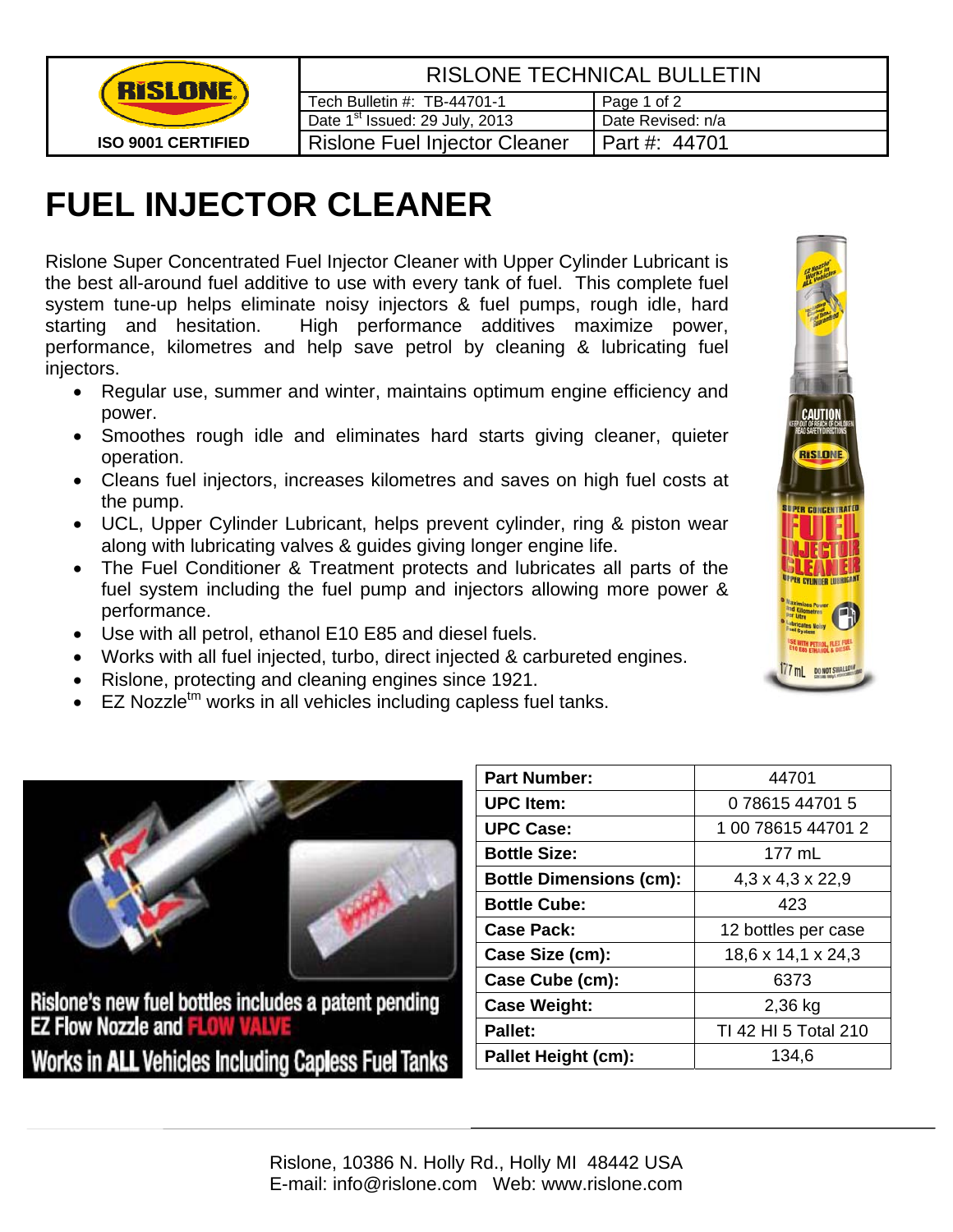| RISLONE TECHNICAL BULLETIN | |
|---|---|
| Tech Bulletin #: TB-44701-1 | Page 1 of 2 |
| Date 1st Issued: 29 July, 2013 | Date Revised: n/a |
| Rislone Fuel Injector Cleaner | Part #: 44701 |

ISO 9001 CERTIFIED

# FUEL INJECTOR CLEANER

Rislone Super Concentrated Fuel Injector Cleaner with Upper Cylinder Lubricant is the best all-around fuel additive to use with every tank of fuel. This complete fuel system tune-up helps eliminate noisy injectors & fuel pumps, rough idle, hard starting and hesitation. High performance additives maximize power, performance, kilometres and help save petrol by cleaning & lubricating fuel injectors.

- Regular use, summer and winter, maintains optimum engine efficiency and power.
- Smoothes rough idle and eliminates hard starts giving cleaner, quieter operation.
- Cleans fuel injectors, increases kilometres and saves on high fuel costs at the pump.
- UCL, Upper Cylinder Lubricant, helps prevent cylinder, ring & piston wear along with lubricating valves & guides giving longer engine life.
- The Fuel Conditioner & Treatment protects and lubricates all parts of the fuel system including the fuel pump and injectors allowing more power & performance.
- Use with all petrol, ethanol E10 E85 and diesel fuels.
- Works with all fuel injected, turbo, direct injected & carbureted engines.
- Rislone, protecting and cleaning engines since 1921.
- EZ Nozzle[tm] works in all vehicles including capless fuel tanks.

Rislone's new fuel bottles includes a patent pending EZ Flow Nozzle and FLOW VALVE

Works in ALL Vehicles Including Capless Fuel Tanks

| | |
|---|---|
| **Part Number:** | 44701 |
| **UPC Item:** | 0 78615 44701 5 |
| **UPC Case:** | 1 00 78615 44701 2 |
| **Bottle Size:** | 177 mL |
| **Bottle Dimensions (cm):** | 4,3 x 4,3 x 22,9 |
| **Bottle Cube:** | 423 |
| **Case Pack:** | 12 bottles per case |
| **Case Size (cm):** | 18,6 x 14,1 x 24,3 |
| **Case Cube (cm):** | 6373 |
| **Case Weight:** | 2,36 kg |
| **Pallet:** | TI 42 HI 5 Total 210 |
| **Pallet Height (cm):** | 134,6 |

Rislone, 10386 N. Holly Rd., Holly MI 48442 USA
E-mail: info@rislone.com Web: www.rislone.com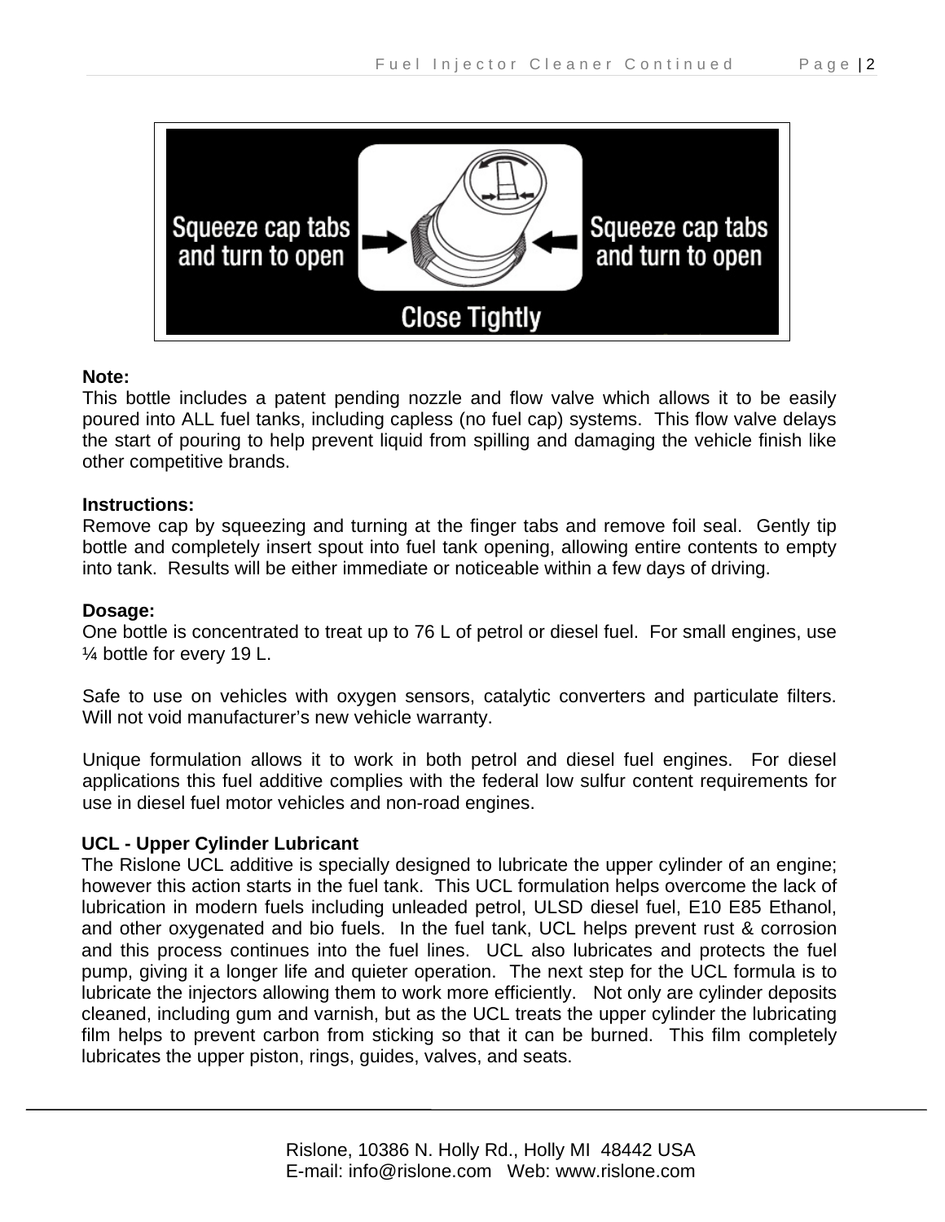Squeeze cap tabs and turn to open

Squeeze cap tabs and turn to open

Close Tightly

**Note:**
This bottle includes a patent pending nozzle and flow valve which allows it to be easily poured into ALL fuel tanks, including capless (no fuel cap) systems. This flow valve delays the start of pouring to help prevent liquid from spilling and damaging the vehicle finish like other competitive brands.

**Instructions:**
Remove cap by squeezing and turning at the finger tabs and remove foil seal. Gently tip bottle and completely insert spout into fuel tank opening, allowing entire contents to empty into tank. Results will be either immediate or noticeable within a few days of driving.

**Dosage:**
One bottle is concentrated to treat up to 76 L of petrol or diesel fuel. For small engines, use ¼ bottle for every 19 L.

Safe to use on vehicles with oxygen sensors, catalytic converters and particulate filters. Will not void manufacturer's new vehicle warranty.

Unique formulation allows it to work in both petrol and diesel fuel engines. For diesel applications this fuel additive complies with the federal low sulfur content requirements for use in diesel fuel motor vehicles and non-road engines.

**UCL - Upper Cylinder Lubricant**
The Rislone UCL additive is specially designed to lubricate the upper cylinder of an engine; however this action starts in the fuel tank. This UCL formulation helps overcome the lack of lubrication in modern fuels including unleaded petrol, ULSD diesel fuel, E10 E85 Ethanol, and other oxygenated and bio fuels. In the fuel tank, UCL helps prevent rust & corrosion and this process continues into the fuel lines. UCL also lubricates and protects the fuel pump, giving it a longer life and quieter operation. The next step for the UCL formula is to lubricate the injectors allowing them to work more efficiently. Not only are cylinder deposits cleaned, including gum and varnish, but as the UCL treats the upper cylinder the lubricating film helps to prevent carbon from sticking so that it can be burned. This film completely lubricates the upper piston, rings, guides, valves, and seats.

Rislone, 10386 N. Holly Rd., Holly MI 48442 USA
E-mail: info@rislone.com Web: www.rislone.com